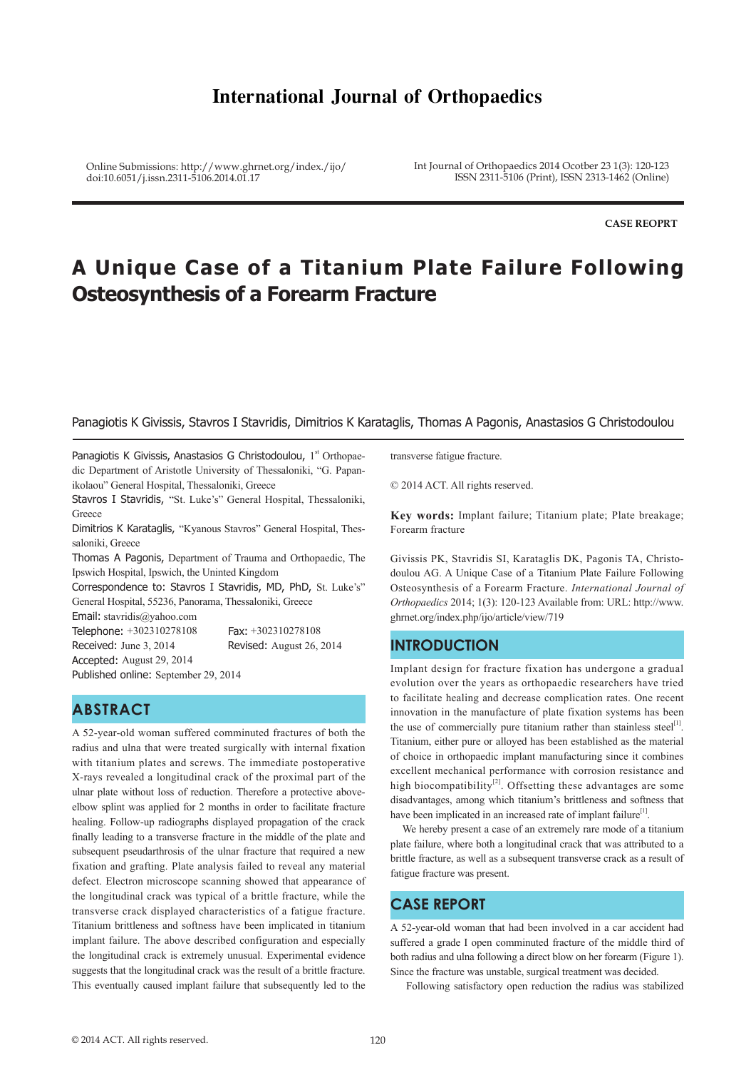# International Journal of Orthopaedics

Online Submissions: http://www.ghrnet.org/index./ijo/
doi:10.6051/j.issn.2311-5106.2014.01.17

Int Journal of Orthopaedics 2014 Ocotber 23 1(3): 120-123
ISSN 2311-5106 (Print), ISSN 2313-1462 (Online)

**CASE REOPRT**

# A Unique Case of a Titanium Plate Failure Following Osteosynthesis of a Forearm Fracture

Panagiotis K Givissis, Stavros I Stavridis, Dimitrios K Karataglis, Thomas A Pagonis, Anastasios G Christodoulou

Panagiotis K Givissis, Anastasios G Christodoulou, 1[st] Orthopaedic Department of Aristotle University of Thessaloniki, "G. Papanikolaou" General Hospital, Thessaloniki, Greece
Stavros I Stavridis, "St. Luke's" General Hospital, Thessaloniki, Greece
Dimitrios K Karataglis, "Kyanous Stavros" General Hospital, Thessaloniki, Greece
Thomas A Pagonis, Department of Trauma and Orthopaedic, The Ipswich Hospital, Ipswich, the Uninted Kingdom
Correspondence to: Stavros I Stavridis, MD, PhD, St. Luke's" General Hospital, 55236, Panorama, Thessaloniki, Greece
Email: stavridis@yahoo.com
Telephone: +302310278108 Fax: +302310278108
Received: June 3, 2014 Revised: August 26, 2014
Accepted: August 29, 2014
Published online: September 29, 2014

## ABSTRACT

A 52-year-old woman suffered comminuted fractures of both the radius and ulna that were treated surgically with internal fixation with titanium plates and screws. The immediate postoperative X-rays revealed a longitudinal crack of the proximal part of the ulnar plate without loss of reduction. Therefore a protective above-elbow splint was applied for 2 months in order to facilitate fracture healing. Follow-up radiographs displayed propagation of the crack finally leading to a transverse fracture in the middle of the plate and subsequent pseudarthrosis of the ulnar fracture that required a new fixation and grafting. Plate analysis failed to reveal any material defect. Electron microscope scanning showed that appearance of the longitudinal crack was typical of a brittle fracture, while the transverse crack displayed characteristics of a fatigue fracture. Titanium brittleness and softness have been implicated in titanium implant failure. The above described configuration and especially the longitudinal crack is extremely unusual. Experimental evidence suggests that the longitudinal crack was the result of a brittle fracture. This eventually caused implant failure that subsequently led to the transverse fatigue fracture.

© 2014 ACT. All rights reserved.

**Key words:** Implant failure; Titanium plate; Plate breakage; Forearm fracture

Givissis PK, Stavridis SI, Karataglis DK, Pagonis TA, Christodoulou AG. A Unique Case of a Titanium Plate Failure Following Osteosynthesis of a Forearm Fracture. *International Journal of Orthopaedics* 2014; 1(3): 120-123 Available from: URL: http://www.ghrnet.org/index.php/ijo/article/view/719

## INTRODUCTION

Implant design for fracture fixation has undergone a gradual evolution over the years as orthopaedic researchers have tried to facilitate healing and decrease complication rates. One recent innovation in the manufacture of plate fixation systems has been the use of commercially pure titanium rather than stainless steel[1]. Titanium, either pure or alloyed has been established as the material of choice in orthopaedic implant manufacturing since it combines excellent mechanical performance with corrosion resistance and high biocompatibility[2]. Offsetting these advantages are some disadvantages, among which titanium's brittleness and softness that have been implicated in an increased rate of implant failure[1].

We hereby present a case of an extremely rare mode of a titanium plate failure, where both a longitudinal crack that was attributed to a brittle fracture, as well as a subsequent transverse crack as a result of fatigue fracture was present.

## CASE REPORT

A 52-year-old woman that had been involved in a car accident had suffered a grade I open comminuted fracture of the middle third of both radius and ulna following a direct blow on her forearm (Figure 1). Since the fracture was unstable, surgical treatment was decided.

Following satisfactory open reduction the radius was stabilized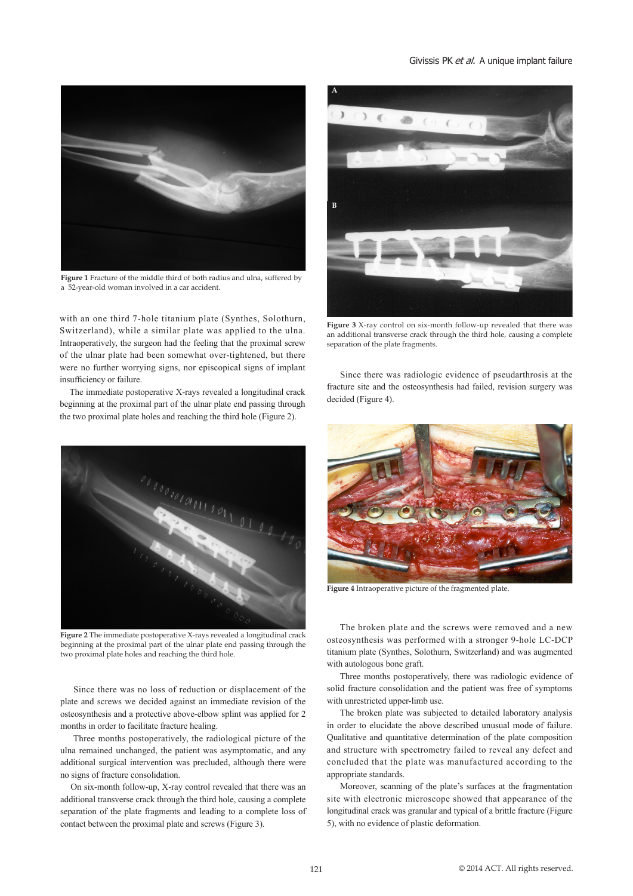Figure 1 Fracture of the middle third of both radius and ulna, suffered by a 52-year-old woman involved in a car accident.

with an one third 7-hole titanium plate (Synthes, Solothurn, Switzerland), while a similar plate was applied to the ulna. Intraoperatively, the surgeon had the feeling that the proximal screw of the ulnar plate had been somewhat over-tightened, but there were no further worrying signs, nor episcopical signs of implant insufficiency or failure.

The immediate postoperative X-rays revealed a longitudinal crack beginning at the proximal part of the ulnar plate end passing through the two proximal plate holes and reaching the third hole (Figure 2).

Figure 2 The immediate postoperative X-rays revealed a longitudinal crack beginning at the proximal part of the ulnar plate end passing through the two proximal plate holes and reaching the third hole.

Since there was no loss of reduction or displacement of the plate and screws we decided against an immediate revision of the osteosynthesis and a protective above-elbow splint was applied for 2 months in order to facilitate fracture healing.

Three months postoperatively, the radiological picture of the ulna remained unchanged, the patient was asymptomatic, and any additional surgical intervention was precluded, although there were no signs of fracture consolidation.

On six-month follow-up, X-ray control revealed that there was an additional transverse crack through the third hole, causing a complete separation of the plate fragments and leading to a complete loss of contact between the proximal plate and screws (Figure 3).

Figure 3 X-ray control on six-month follow-up revealed that there was an additional transverse crack through the third hole, causing a complete separation of the plate fragments.

Since there was radiologic evidence of pseudarthrosis at the fracture site and the osteosynthesis had failed, revision surgery was decided (Figure 4).

Figure 4 Intraoperative picture of the fragmented plate.

The broken plate and the screws were removed and a new osteosynthesis was performed with a stronger 9-hole LC-DCP titanium plate (Synthes, Solothurn, Switzerland) and was augmented with autologous bone graft.

Three months postoperatively, there was radiologic evidence of solid fracture consolidation and the patient was free of symptoms with unrestricted upper-limb use.

The broken plate was subjected to detailed laboratory analysis in order to elucidate the above described unusual mode of failure. Qualitative and quantitative determination of the plate composition and structure with spectrometry failed to reveal any defect and concluded that the plate was manufactured according to the appropriate standards.

Moreover, scanning of the plate's surfaces at the fragmentation site with electronic microscope showed that appearance of the longitudinal crack was granular and typical of a brittle fracture (Figure 5), with no evidence of plastic deformation.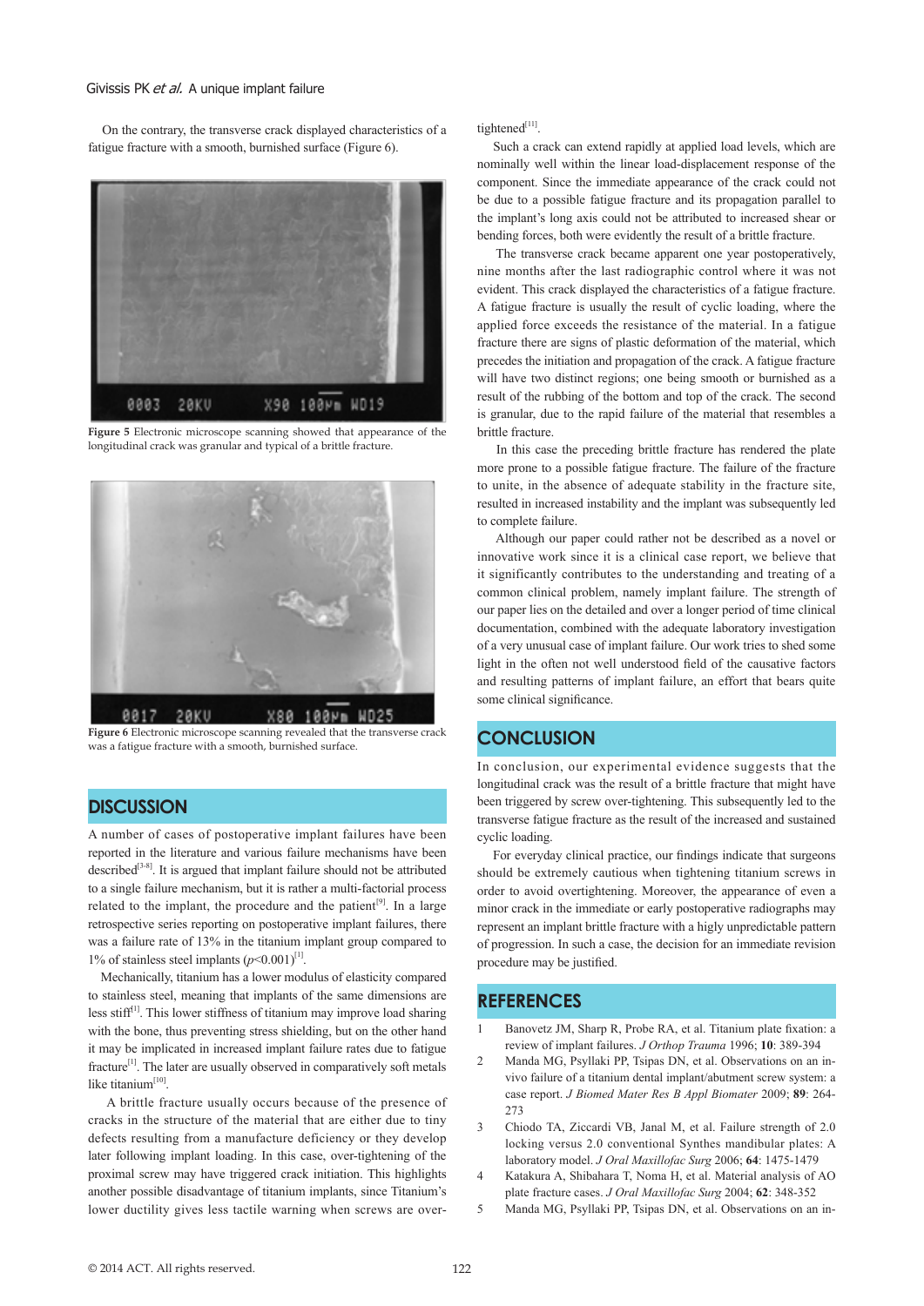On the contrary, the transverse crack displayed characteristics of a fatigue fracture with a smooth, burnished surface (Figure 6).

**Figure 5** Electronic microscope scanning showed that appearance of the longitudinal crack was granular and typical of a brittle fracture.

**Figure 6** Electronic microscope scanning revealed that the transverse crack was a fatigue fracture with a smooth, burnished surface.

## DISCUSSION

A number of cases of postoperative implant failures have been reported in the literature and various failure mechanisms have been described[3-8]. It is argued that implant failure should not be attributed to a single failure mechanism, but it is rather a multi-factorial process related to the implant, the procedure and the patient[9]. In a large retrospective series reporting on postoperative implant failures, there was a failure rate of 13% in the titanium implant group compared to 1% of stainless steel implants ($p$<0.001)[1].

Mechanically, titanium has a lower modulus of elasticity compared to stainless steel, meaning that implants of the same dimensions are less stiff[1]. This lower stiffness of titanium may improve load sharing with the bone, thus preventing stress shielding, but on the other hand it may be implicated in increased implant failure rates due to fatigue fracture[1]. The later are usually observed in comparatively soft metals like titanium[10].

A brittle fracture usually occurs because of the presence of cracks in the structure of the material that are either due to tiny defects resulting from a manufacture deficiency or they develop later following implant loading. In this case, over-tightening of the proximal screw may have triggered crack initiation. This highlights another possible disadvantage of titanium implants, since Titanium's lower ductility gives less tactile warning when screws are over-tightened[11].

Such a crack can extend rapidly at applied load levels, which are nominally well within the linear load-displacement response of the component. Since the immediate appearance of the crack could not be due to a possible fatigue fracture and its propagation parallel to the implant's long axis could not be attributed to increased shear or bending forces, both were evidently the result of a brittle fracture.

The transverse crack became apparent one year postoperatively, nine months after the last radiographic control where it was not evident. This crack displayed the characteristics of a fatigue fracture. A fatigue fracture is usually the result of cyclic loading, where the applied force exceeds the resistance of the material. In a fatigue fracture there are signs of plastic deformation of the material, which precedes the initiation and propagation of the crack. A fatigue fracture will have two distinct regions; one being smooth or burnished as a result of the rubbing of the bottom and top of the crack. The second is granular, due to the rapid failure of the material that resembles a brittle fracture.

In this case the preceding brittle fracture has rendered the plate more prone to a possible fatigue fracture. The failure of the fracture to unite, in the absence of adequate stability in the fracture site, resulted in increased instability and the implant was subsequently led to complete failure.

Although our paper could rather not be described as a novel or innovative work since it is a clinical case report, we believe that it significantly contributes to the understanding and treating of a common clinical problem, namely implant failure. The strength of our paper lies on the detailed and over a longer period of time clinical documentation, combined with the adequate laboratory investigation of a very unusual case of implant failure. Our work tries to shed some light in the often not well understood field of the causative factors and resulting patterns of implant failure, an effort that bears quite some clinical significance.

## CONCLUSION

In conclusion, our experimental evidence suggests that the longitudinal crack was the result of a brittle fracture that might have been triggered by screw over-tightening. This subsequently led to the transverse fatigue fracture as the result of the increased and sustained cyclic loading.

For everyday clinical practice, our findings indicate that surgeons should be extremely cautious when tightening titanium screws in order to avoid overtightening. Moreover, the appearance of even a minor crack in the immediate or early postoperative radiographs may represent an implant brittle fracture with a higly unpredictable pattern of progression. In such a case, the decision for an immediate revision procedure may be justified.

## REFERENCES

1. Banovetz JM, Sharp R, Probe RA, et al. Titanium plate fixation: a review of implant failures. *J Orthop Trauma* 1996; **10**: 389-394
2. Manda MG, Psyllaki PP, Tsipas DN, et al. Observations on an in-vivo failure of a titanium dental implant/abutment screw system: a case report. *J Biomed Mater Res B Appl Biomater* 2009; **89**: 264-273
3. Chiodo TA, Ziccardi VB, Janal M, et al. Failure strength of 2.0 locking versus 2.0 conventional Synthes mandibular plates: A laboratory model. *J Oral Maxillofac Surg* 2006; **64**: 1475-1479
4. Katakura A, Shibahara T, Noma H, et al. Material analysis of AO plate fracture cases. *J Oral Maxillofac Surg* 2004; **62**: 348-352
5. Manda MG, Psyllaki PP, Tsipas DN, et al. Observations on an in-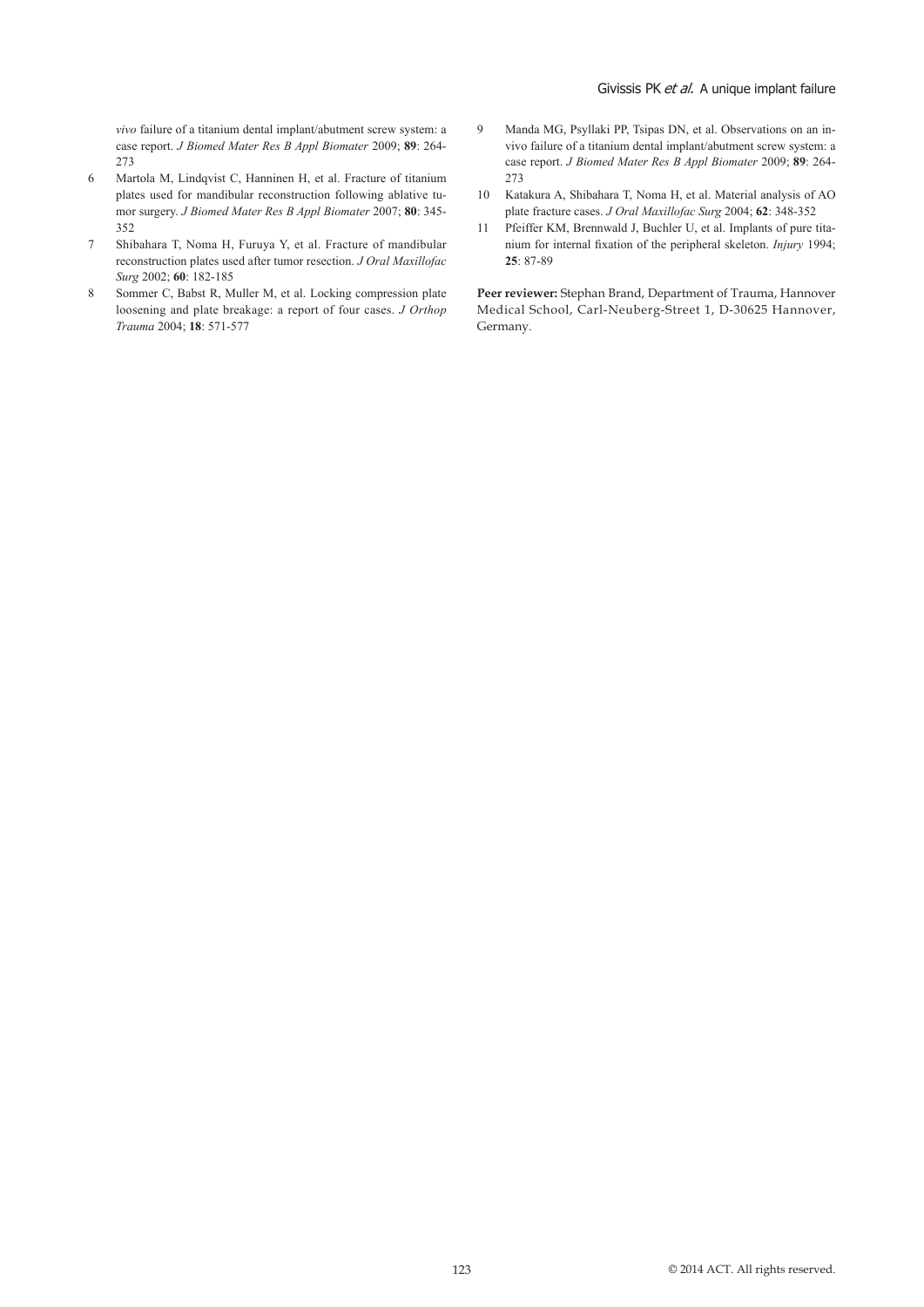*vivo* failure of a titanium dental implant/abutment screw system: a case report. *J Biomed Mater Res B Appl Biomater* 2009; **89**: 264-273

6 Martola M, Lindqvist C, Hanninen H, et al. Fracture of titanium plates used for mandibular reconstruction following ablative tumor surgery. *J Biomed Mater Res B Appl Biomater* 2007; **80**: 345-352

7 Shibahara T, Noma H, Furuya Y, et al. Fracture of mandibular reconstruction plates used after tumor resection. *J Oral Maxillofac Surg* 2002; **60**: 182-185

8 Sommer C, Babst R, Muller M, et al. Locking compression plate loosening and plate breakage: a report of four cases. *J Orthop Trauma* 2004; **18**: 571-577

9 Manda MG, Psyllaki PP, Tsipas DN, et al. Observations on an in-vivo failure of a titanium dental implant/abutment screw system: a case report. *J Biomed Mater Res B Appl Biomater* 2009; **89**: 264-273

10 Katakura A, Shibahara T, Noma H, et al. Material analysis of AO plate fracture cases. *J Oral Maxillofac Surg* 2004; **62**: 348-352

11 Pfeiffer KM, Brennwald J, Buchler U, et al. Implants of pure titanium for internal fixation of the peripheral skeleton. *Injury* 1994; **25**: 87-89

**Peer reviewer:** Stephan Brand, Department of Trauma, Hannover Medical School, Carl-Neuberg-Street 1, D-30625 Hannover, Germany.